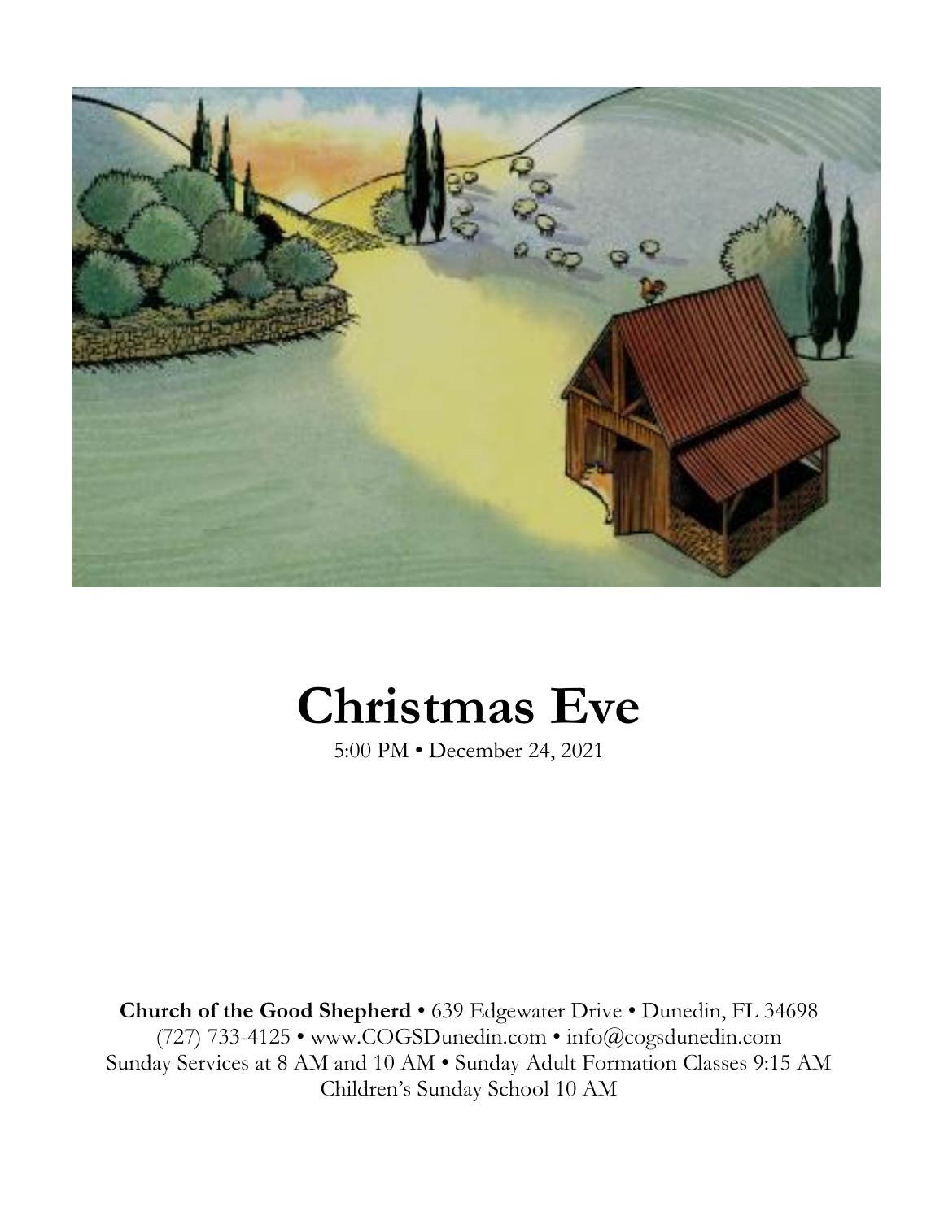# Christmas Eve

5:00 PM • December 24, 2021

**Church of the Good Shepherd** • 639 Edgewater Drive • Dunedin, FL 34698
(727) 733-4125 • www.COGSDunedin.com • info@cogsdunedin.com
Sunday Services at 8 AM and 10 AM • Sunday Adult Formation Classes 9:15 AM
Children's Sunday School 10 AM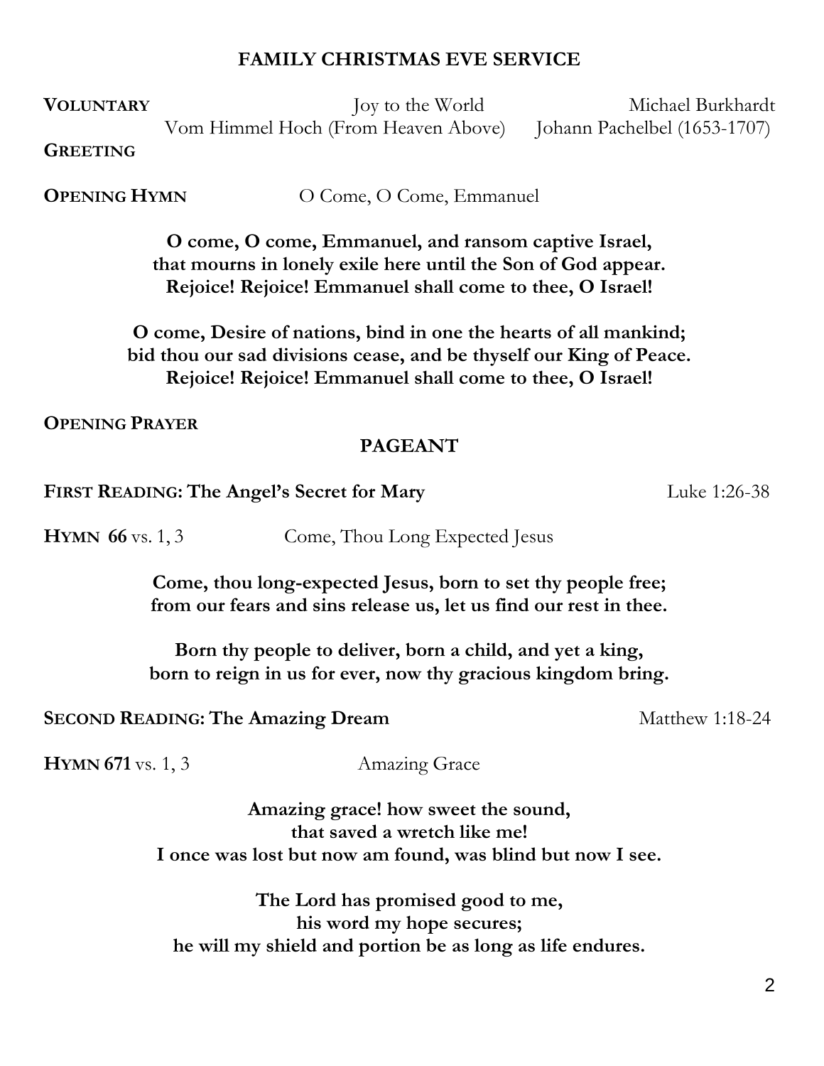# FAMILY CHRISTMAS EVE SERVICE

**VOLUNTARY** Joy to the World — Michael Burkhardt
Vom Himmel Hoch (From Heaven Above) — Johann Pachelbel (1653-1707)

**GREETING**

**OPENING HYMN** O Come, O Come, Emmanuel

**O come, O come, Emmanuel, and ransom captive Israel,**
**that mourns in lonely exile here until the Son of God appear.**
**Rejoice! Rejoice! Emmanuel shall come to thee, O Israel!**

**O come, Desire of nations, bind in one the hearts of all mankind;**
**bid thou our sad divisions cease, and be thyself our King of Peace.**
**Rejoice! Rejoice! Emmanuel shall come to thee, O Israel!**

**OPENING PRAYER**

## PAGEANT

**FIRST READING: The Angel's Secret for Mary** — Luke 1:26-38

**HYMN 66** vs. 1, 3 Come, Thou Long Expected Jesus

**Come, thou long-expected Jesus, born to set thy people free;**
**from our fears and sins release us, let us find our rest in thee.**

**Born thy people to deliver, born a child, and yet a king,**
**born to reign in us for ever, now thy gracious kingdom bring.**

**SECOND READING: The Amazing Dream** — Matthew 1:18-24

**HYMN 671** vs. 1, 3 Amazing Grace

**Amazing grace! how sweet the sound,**
**that saved a wretch like me!**
**I once was lost but now am found, was blind but now I see.**

**The Lord has promised good to me,**
**his word my hope secures;**
**he will my shield and portion be as long as life endures.**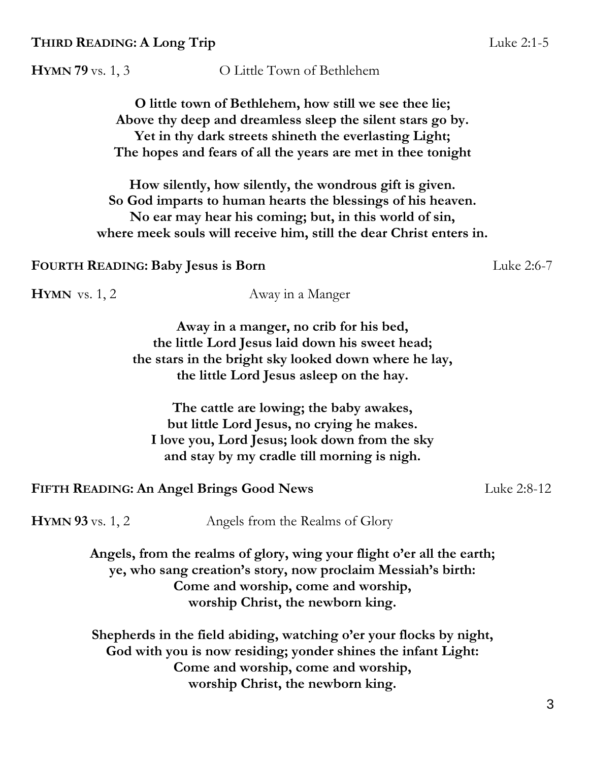**THIRD READING: A Long Trip** Luke 2:1-5

**HYMN 79** vs. 1, 3 O Little Town of Bethlehem

**O little town of Bethlehem, how still we see thee lie;**
**Above thy deep and dreamless sleep the silent stars go by.**
**Yet in thy dark streets shineth the everlasting Light;**
**The hopes and fears of all the years are met in thee tonight**

**How silently, how silently, the wondrous gift is given.**
**So God imparts to human hearts the blessings of his heaven.**
**No ear may hear his coming; but, in this world of sin,**
**where meek souls will receive him, still the dear Christ enters in.**

**FOURTH READING: Baby Jesus is Born** Luke 2:6-7

**HYMN** vs. 1, 2 Away in a Manger

**Away in a manger, no crib for his bed,**
**the little Lord Jesus laid down his sweet head;**
**the stars in the bright sky looked down where he lay,**
**the little Lord Jesus asleep on the hay.**

**The cattle are lowing; the baby awakes,**
**but little Lord Jesus, no crying he makes.**
**I love you, Lord Jesus; look down from the sky**
**and stay by my cradle till morning is nigh.**

**FIFTH READING: An Angel Brings Good News** Luke 2:8-12

**HYMN 93** vs. 1, 2 Angels from the Realms of Glory

**Angels, from the realms of glory, wing your flight o'er all the earth;**
**ye, who sang creation's story, now proclaim Messiah's birth:**
**Come and worship, come and worship,**
**worship Christ, the newborn king.**

**Shepherds in the field abiding, watching o'er your flocks by night,**
**God with you is now residing; yonder shines the infant Light:**
**Come and worship, come and worship,**
**worship Christ, the newborn king.**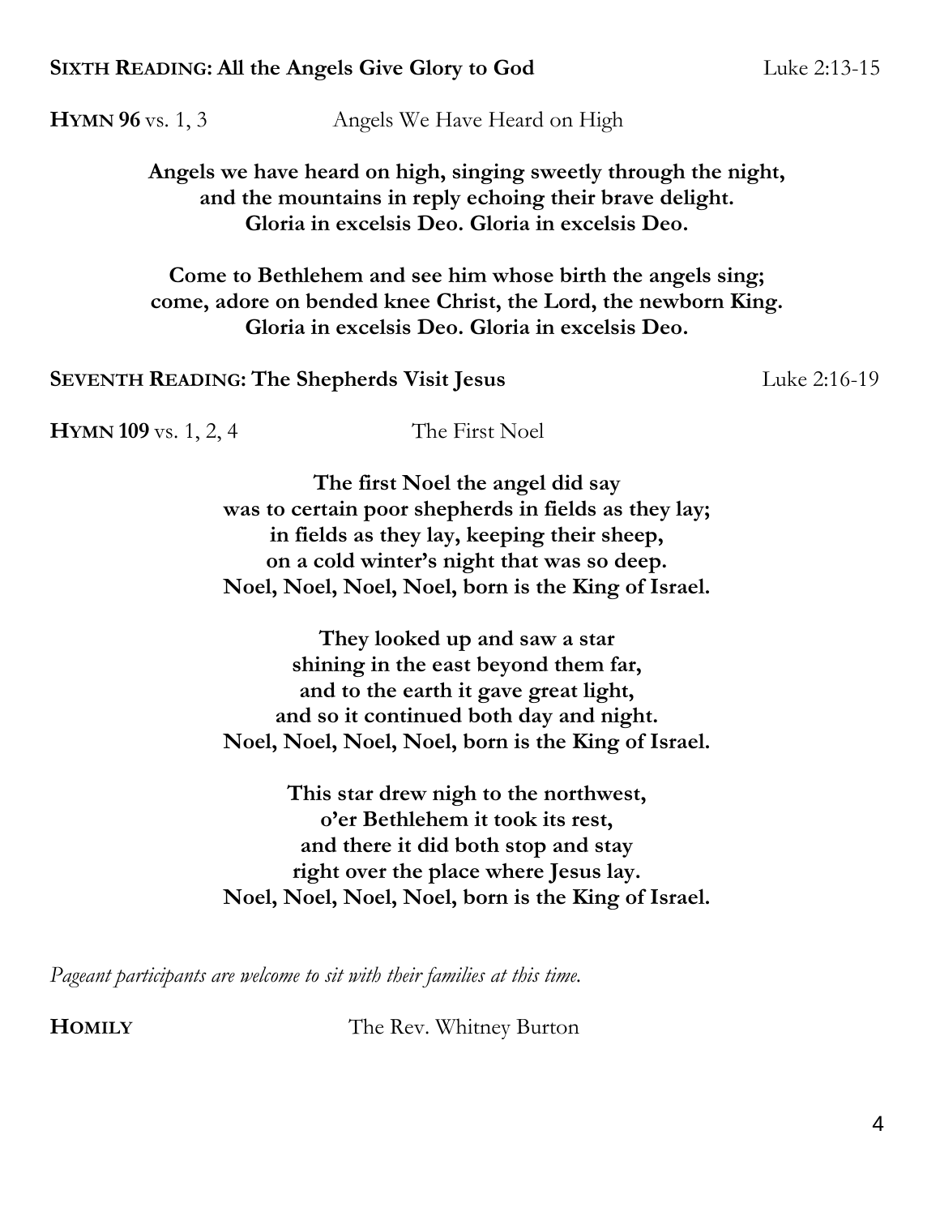**SIXTH READING: All the Angels Give Glory to God** Luke 2:13-15

**HYMN 96** vs. 1, 3 Angels We Have Heard on High

**Angels we have heard on high, singing sweetly through the night,**
**and the mountains in reply echoing their brave delight.**
**Gloria in excelsis Deo. Gloria in excelsis Deo.**

**Come to Bethlehem and see him whose birth the angels sing;**
**come, adore on bended knee Christ, the Lord, the newborn King.**
**Gloria in excelsis Deo. Gloria in excelsis Deo.**

**SEVENTH READING: The Shepherds Visit Jesus** Luke 2:16-19

**HYMN 109** vs. 1, 2, 4 The First Noel

**The first Noel the angel did say**
**was to certain poor shepherds in fields as they lay;**
**in fields as they lay, keeping their sheep,**
**on a cold winter's night that was so deep.**
**Noel, Noel, Noel, Noel, born is the King of Israel.**

**They looked up and saw a star**
**shining in the east beyond them far,**
**and to the earth it gave great light,**
**and so it continued both day and night.**
**Noel, Noel, Noel, Noel, born is the King of Israel.**

**This star drew nigh to the northwest,**
**o'er Bethlehem it took its rest,**
**and there it did both stop and stay**
**right over the place where Jesus lay.**
**Noel, Noel, Noel, Noel, born is the King of Israel.**

*Pageant participants are welcome to sit with their families at this time.*

**HOMILY** The Rev. Whitney Burton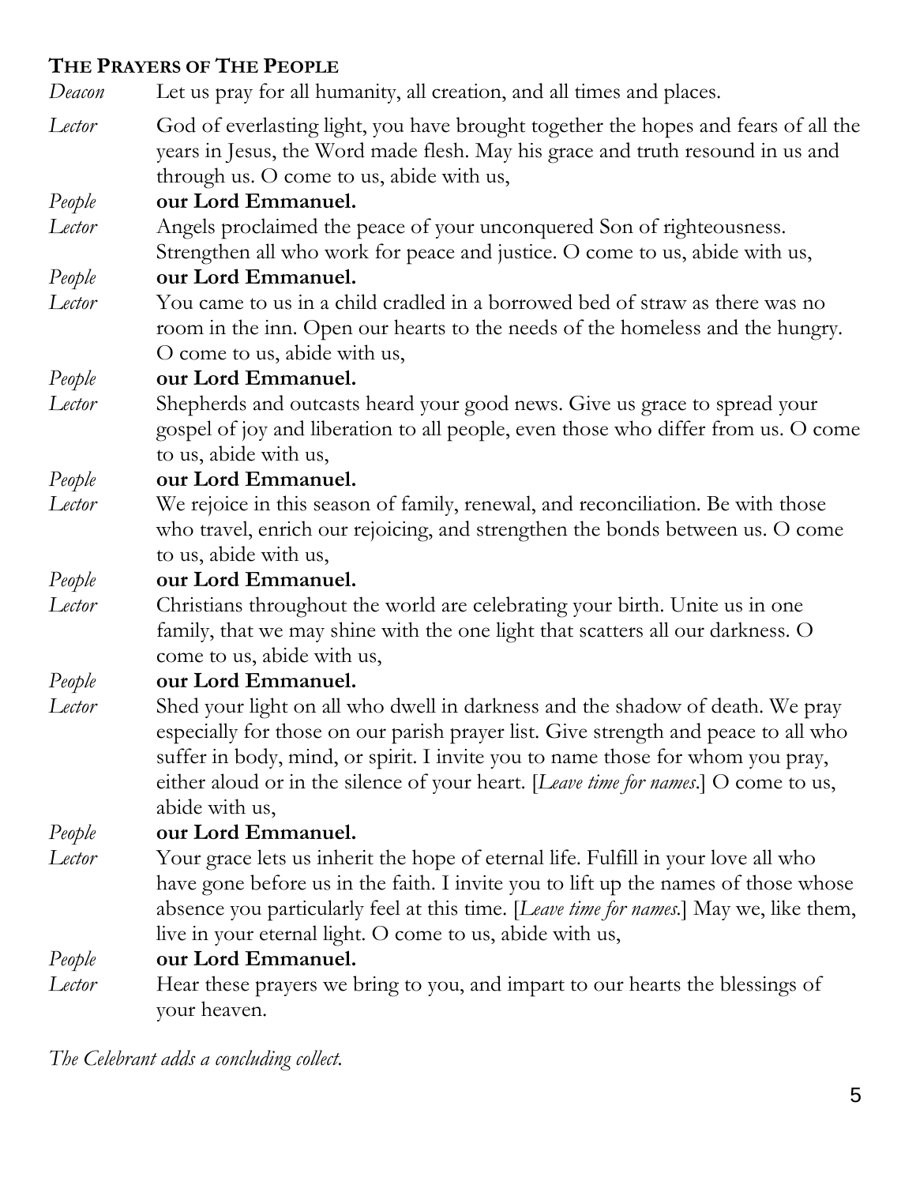## THE PRAYERS OF THE PEOPLE

*Deacon* Let us pray for all humanity, all creation, and all times and places.

*Lector* God of everlasting light, you have brought together the hopes and fears of all the years in Jesus, the Word made flesh. May his grace and truth resound in us and through us. O come to us, abide with us,

*People* **our Lord Emmanuel.**

*Lector* Angels proclaimed the peace of your unconquered Son of righteousness. Strengthen all who work for peace and justice. O come to us, abide with us,

*People* **our Lord Emmanuel.**

*Lector* You came to us in a child cradled in a borrowed bed of straw as there was no room in the inn. Open our hearts to the needs of the homeless and the hungry. O come to us, abide with us,

*People* **our Lord Emmanuel.**

*Lector* Shepherds and outcasts heard your good news. Give us grace to spread your gospel of joy and liberation to all people, even those who differ from us. O come to us, abide with us,

*People* **our Lord Emmanuel.**

*Lector* We rejoice in this season of family, renewal, and reconciliation. Be with those who travel, enrich our rejoicing, and strengthen the bonds between us. O come to us, abide with us,

*People* **our Lord Emmanuel.**

*Lector* Christians throughout the world are celebrating your birth. Unite us in one family, that we may shine with the one light that scatters all our darkness. O come to us, abide with us,

*People* **our Lord Emmanuel.**

*Lector* Shed your light on all who dwell in darkness and the shadow of death. We pray especially for those on our parish prayer list. Give strength and peace to all who suffer in body, mind, or spirit. I invite you to name those for whom you pray, either aloud or in the silence of your heart. [*Leave time for names*.] O come to us, abide with us,

*People* **our Lord Emmanuel.**

*Lector* Your grace lets us inherit the hope of eternal life. Fulfill in your love all who have gone before us in the faith. I invite you to lift up the names of those whose absence you particularly feel at this time. [*Leave time for names.*] May we, like them, live in your eternal light. O come to us, abide with us,

*People* **our Lord Emmanuel.**

*Lector* Hear these prayers we bring to you, and impart to our hearts the blessings of your heaven.

*The Celebrant adds a concluding collect.*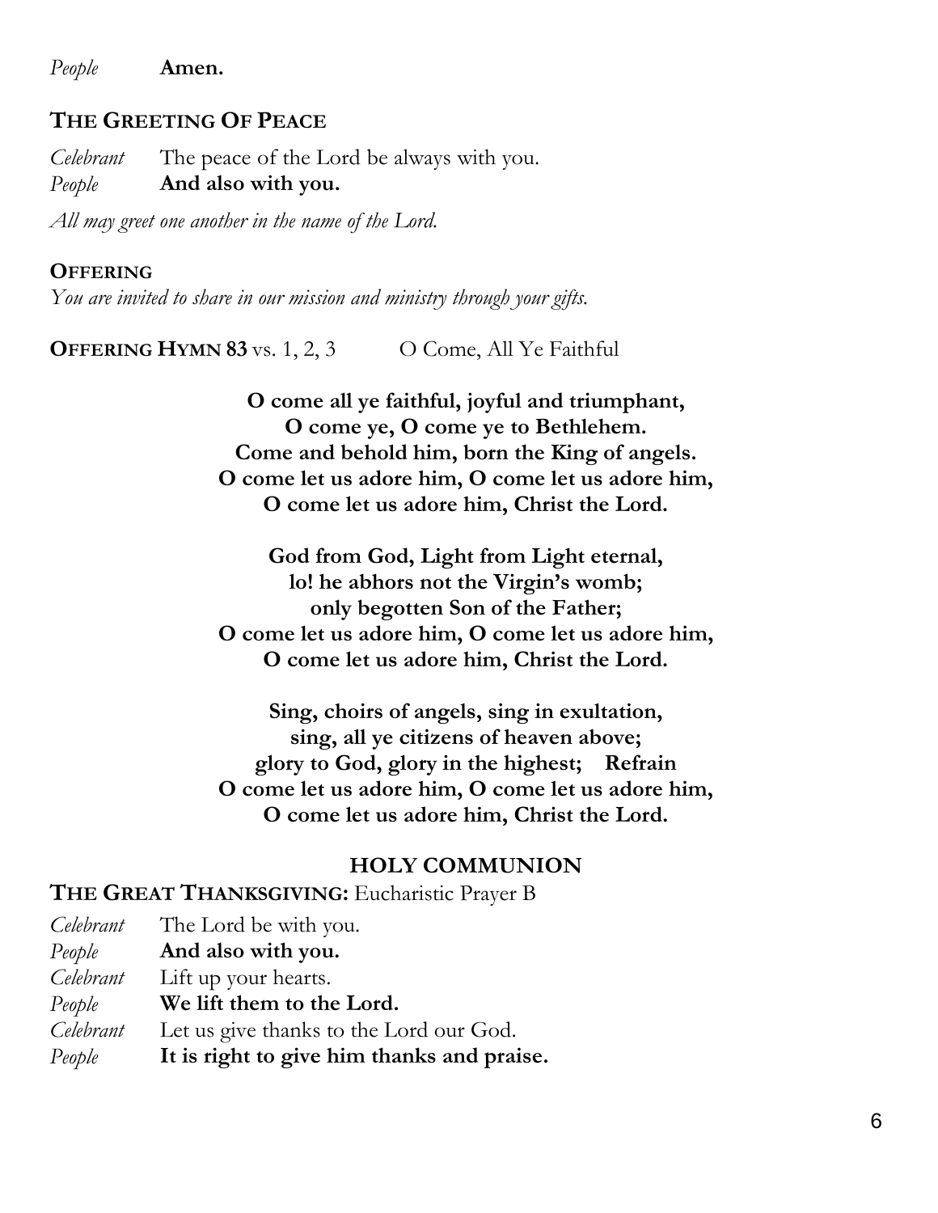*People* **Amen.**

## THE GREETING OF PEACE

*Celebrant* The peace of the Lord be always with you.
*People* **And also with you.**

*All may greet one another in the name of the Lord.*

## OFFERING

*You are invited to share in our mission and ministry through your gifts.*

**OFFERING HYMN 83** vs. 1, 2, 3 O Come, All Ye Faithful

**O come all ye faithful, joyful and triumphant,**
**O come ye, O come ye to Bethlehem.**
**Come and behold him, born the King of angels.**
**O come let us adore him, O come let us adore him,**
**O come let us adore him, Christ the Lord.**

**God from God, Light from Light eternal,**
**lo! he abhors not the Virgin's womb;**
**only begotten Son of the Father;**
**O come let us adore him, O come let us adore him,**
**O come let us adore him, Christ the Lord.**

**Sing, choirs of angels, sing in exultation,**
**sing, all ye citizens of heaven above;**
**glory to God, glory in the highest; Refrain**
**O come let us adore him, O come let us adore him,**
**O come let us adore him, Christ the Lord.**

# HOLY COMMUNION

**THE GREAT THANKSGIVING:** Eucharistic Prayer B

*Celebrant* The Lord be with you.
*People* **And also with you.**
*Celebrant* Lift up your hearts.
*People* **We lift them to the Lord.**
*Celebrant* Let us give thanks to the Lord our God.
*People* **It is right to give him thanks and praise.**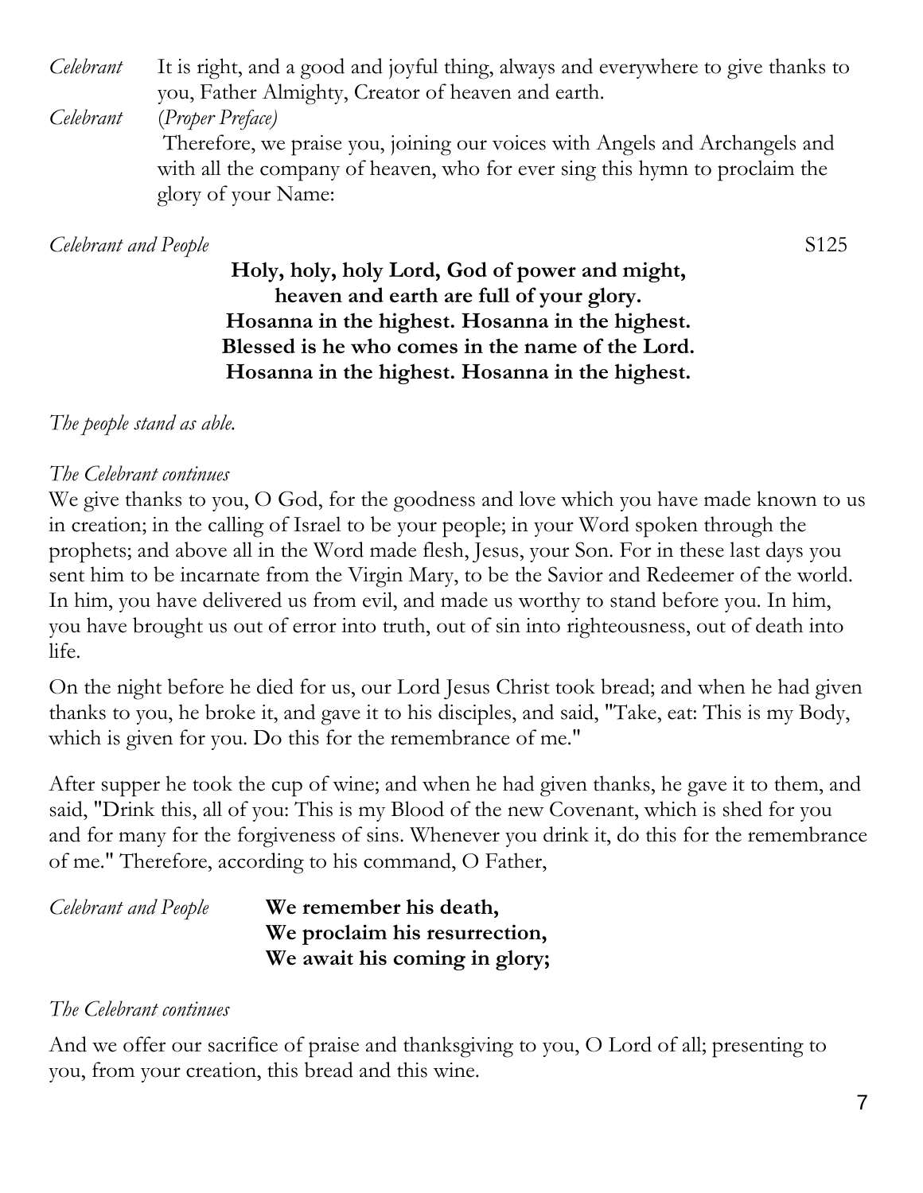*Celebrant* It is right, and a good and joyful thing, always and everywhere to give thanks to you, Father Almighty, Creator of heaven and earth.

*Celebrant* (*Proper Preface*)

Therefore, we praise you, joining our voices with Angels and Archangels and with all the company of heaven, who for ever sing this hymn to proclaim the glory of your Name:

*Celebrant and People* S125

**Holy, holy, holy Lord, God of power and might,**
**heaven and earth are full of your glory.**
**Hosanna in the highest. Hosanna in the highest.**
**Blessed is he who comes in the name of the Lord.**
**Hosanna in the highest. Hosanna in the highest.**

*The people stand as able.*

*The Celebrant continues*

We give thanks to you, O God, for the goodness and love which you have made known to us in creation; in the calling of Israel to be your people; in your Word spoken through the prophets; and above all in the Word made flesh, Jesus, your Son. For in these last days you sent him to be incarnate from the Virgin Mary, to be the Savior and Redeemer of the world. In him, you have delivered us from evil, and made us worthy to stand before you. In him, you have brought us out of error into truth, out of sin into righteousness, out of death into life.

On the night before he died for us, our Lord Jesus Christ took bread; and when he had given thanks to you, he broke it, and gave it to his disciples, and said, "Take, eat: This is my Body, which is given for you. Do this for the remembrance of me."

After supper he took the cup of wine; and when he had given thanks, he gave it to them, and said, "Drink this, all of you: This is my Blood of the new Covenant, which is shed for you and for many for the forgiveness of sins. Whenever you drink it, do this for the remembrance of me." Therefore, according to his command, O Father,

*Celebrant and People* **We remember his death,**
**We proclaim his resurrection,**
**We await his coming in glory;**

*The Celebrant continues*

And we offer our sacrifice of praise and thanksgiving to you, O Lord of all; presenting to you, from your creation, this bread and this wine.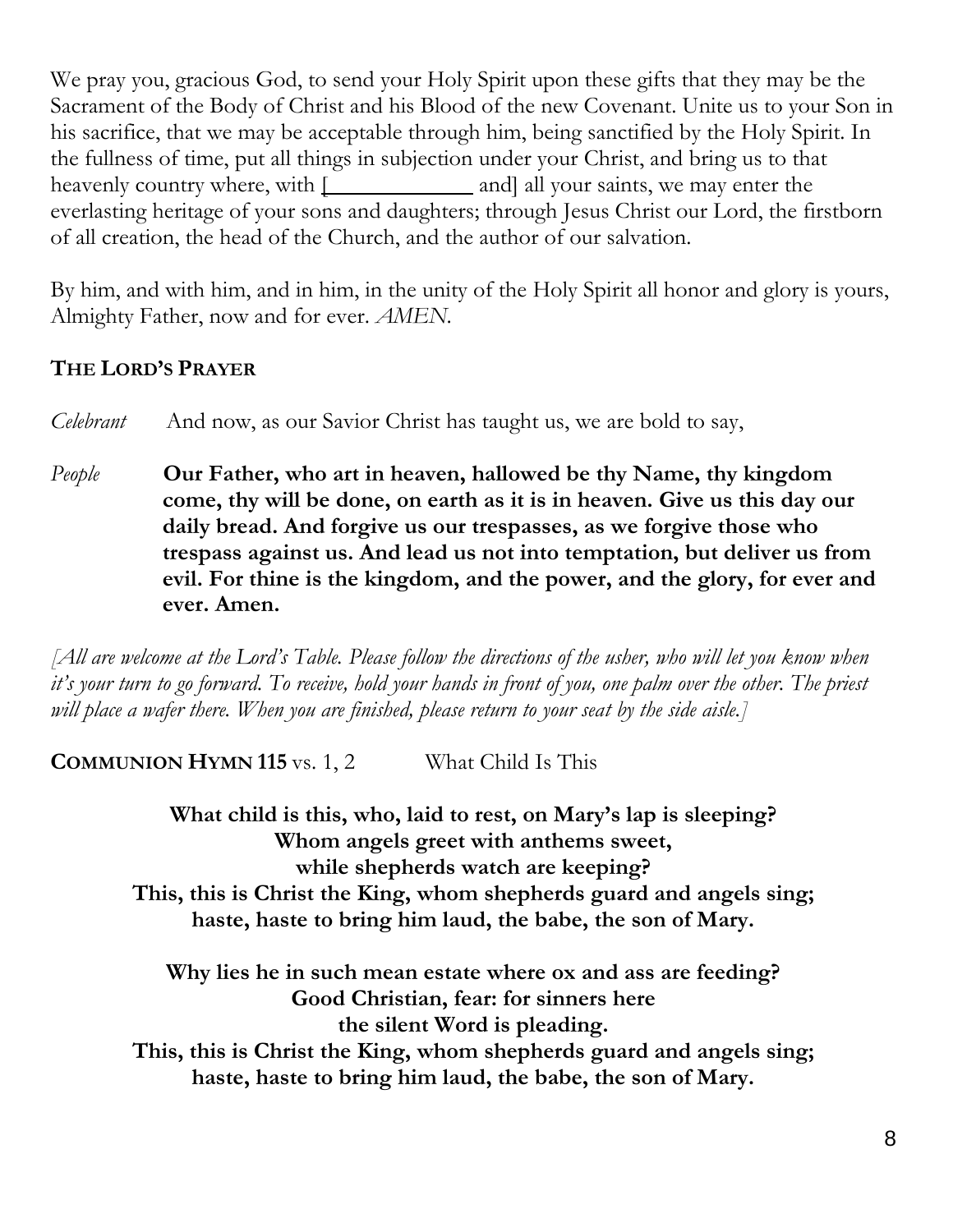We pray you, gracious God, to send your Holy Spirit upon these gifts that they may be the Sacrament of the Body of Christ and his Blood of the new Covenant. Unite us to your Son in his sacrifice, that we may be acceptable through him, being sanctified by the Holy Spirit. In the fullness of time, put all things in subjection under your Christ, and bring us to that heavenly country where, with [____________ and] all your saints, we may enter the everlasting heritage of your sons and daughters; through Jesus Christ our Lord, the firstborn of all creation, the head of the Church, and the author of our salvation.

By him, and with him, and in him, in the unity of the Holy Spirit all honor and glory is yours, Almighty Father, now and for ever. *AMEN.*

### THE LORD'S PRAYER

*Celebrant* And now, as our Savior Christ has taught us, we are bold to say,

*People* **Our Father, who art in heaven, hallowed be thy Name, thy kingdom come, thy will be done, on earth as it is in heaven. Give us this day our daily bread. And forgive us our trespasses, as we forgive those who trespass against us. And lead us not into temptation, but deliver us from evil. For thine is the kingdom, and the power, and the glory, for ever and ever. Amen.**

*[All are welcome at the Lord's Table. Please follow the directions of the usher, who will let you know when it's your turn to go forward. To receive, hold your hands in front of you, one palm over the other. The priest will place a wafer there. When you are finished, please return to your seat by the side aisle.]*

**COMMUNION HYMN 115** vs. 1, 2 What Child Is This

**What child is this, who, laid to rest, on Mary's lap is sleeping?**
**Whom angels greet with anthems sweet,**
**while shepherds watch are keeping?**
**This, this is Christ the King, whom shepherds guard and angels sing;**
**haste, haste to bring him laud, the babe, the son of Mary.**

**Why lies he in such mean estate where ox and ass are feeding?**
**Good Christian, fear: for sinners here**
**the silent Word is pleading.**
**This, this is Christ the King, whom shepherds guard and angels sing;**
**haste, haste to bring him laud, the babe, the son of Mary.**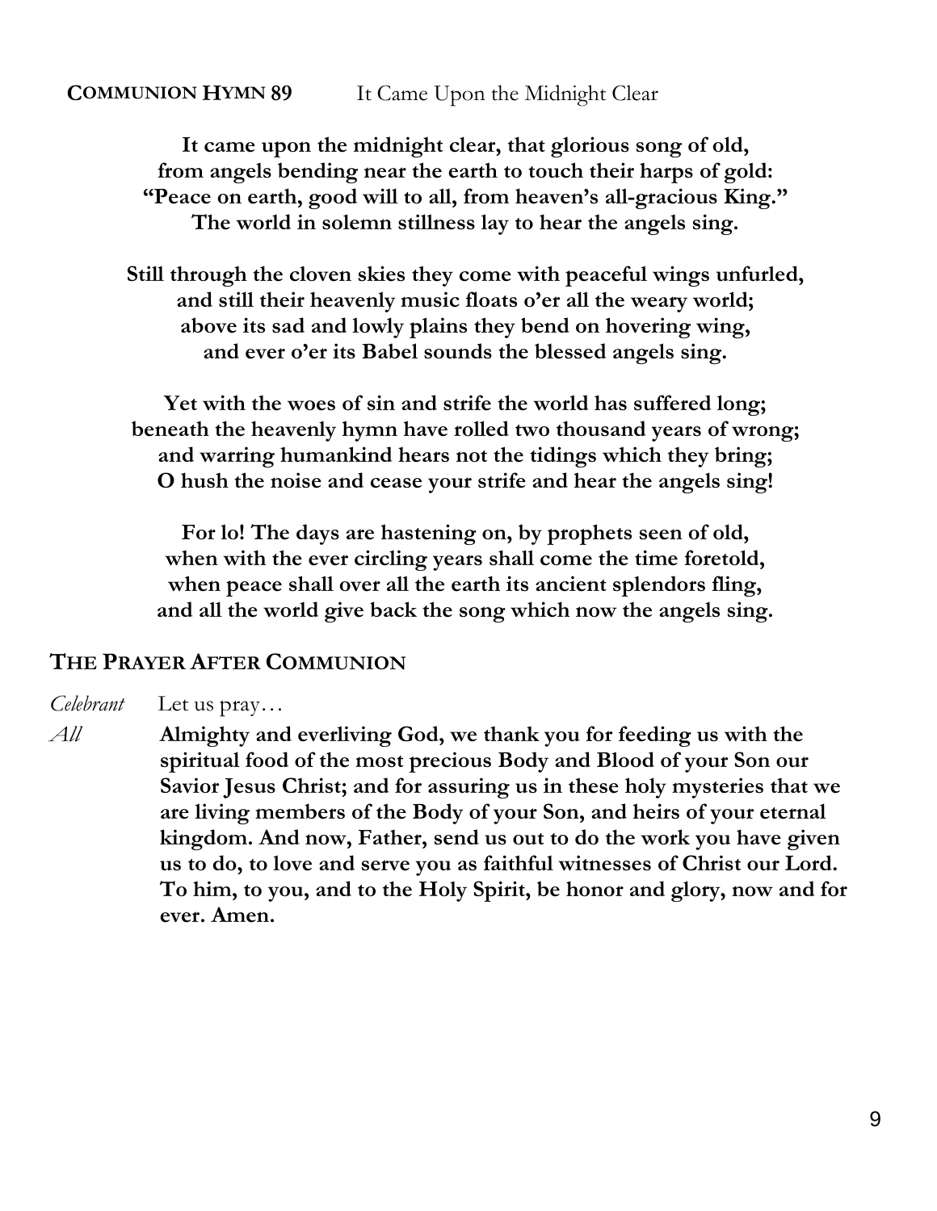**COMMUNION HYMN 89** It Came Upon the Midnight Clear

**It came upon the midnight clear, that glorious song of old,**
**from angels bending near the earth to touch their harps of gold:**
**"Peace on earth, good will to all, from heaven's all-gracious King."**
**The world in solemn stillness lay to hear the angels sing.**

**Still through the cloven skies they come with peaceful wings unfurled,**
**and still their heavenly music floats o'er all the weary world;**
**above its sad and lowly plains they bend on hovering wing,**
**and ever o'er its Babel sounds the blessed angels sing.**

**Yet with the woes of sin and strife the world has suffered long;**
**beneath the heavenly hymn have rolled two thousand years of wrong;**
**and warring humankind hears not the tidings which they bring;**
**O hush the noise and cease your strife and hear the angels sing!**

**For lo! The days are hastening on, by prophets seen of old,**
**when with the ever circling years shall come the time foretold,**
**when peace shall over all the earth its ancient splendors fling,**
**and all the world give back the song which now the angels sing.**

## THE PRAYER AFTER COMMUNION

*Celebrant* Let us pray…

*All* **Almighty and everliving God, we thank you for feeding us with the spiritual food of the most precious Body and Blood of your Son our Savior Jesus Christ; and for assuring us in these holy mysteries that we are living members of the Body of your Son, and heirs of your eternal kingdom. And now, Father, send us out to do the work you have given us to do, to love and serve you as faithful witnesses of Christ our Lord. To him, to you, and to the Holy Spirit, be honor and glory, now and for ever. Amen.**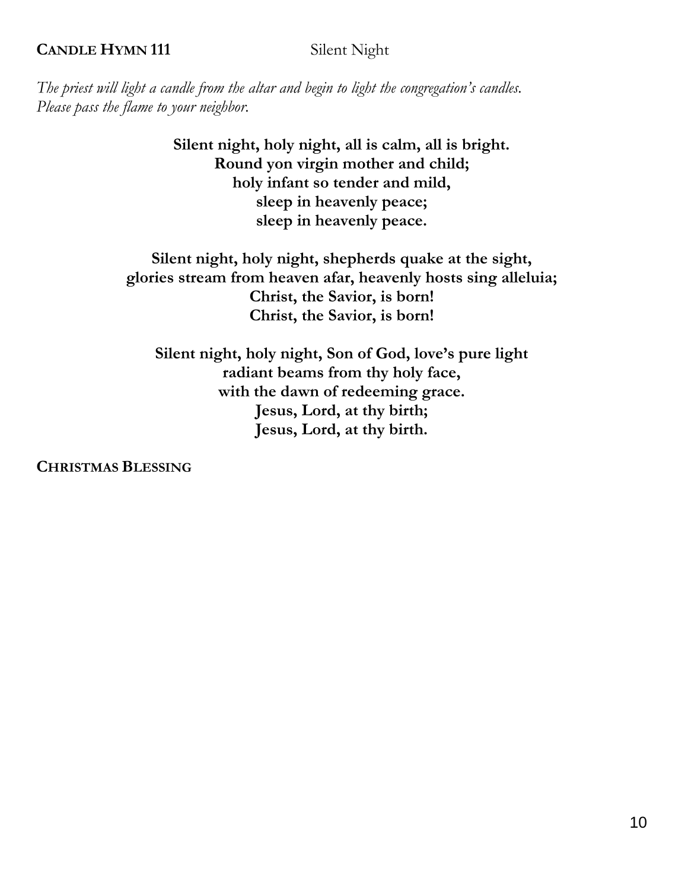**CANDLE HYMN 111** Silent Night

*The priest will light a candle from the altar and begin to light the congregation's candles. Please pass the flame to your neighbor.*

**Silent night, holy night, all is calm, all is bright.**
**Round yon virgin mother and child;**
**holy infant so tender and mild,**
**sleep in heavenly peace;**
**sleep in heavenly peace.**

**Silent night, holy night, shepherds quake at the sight,**
**glories stream from heaven afar, heavenly hosts sing alleluia;**
**Christ, the Savior, is born!**
**Christ, the Savior, is born!**

**Silent night, holy night, Son of God, love's pure light**
**radiant beams from thy holy face,**
**with the dawn of redeeming grace.**
**Jesus, Lord, at thy birth;**
**Jesus, Lord, at thy birth.**

**CHRISTMAS BLESSING**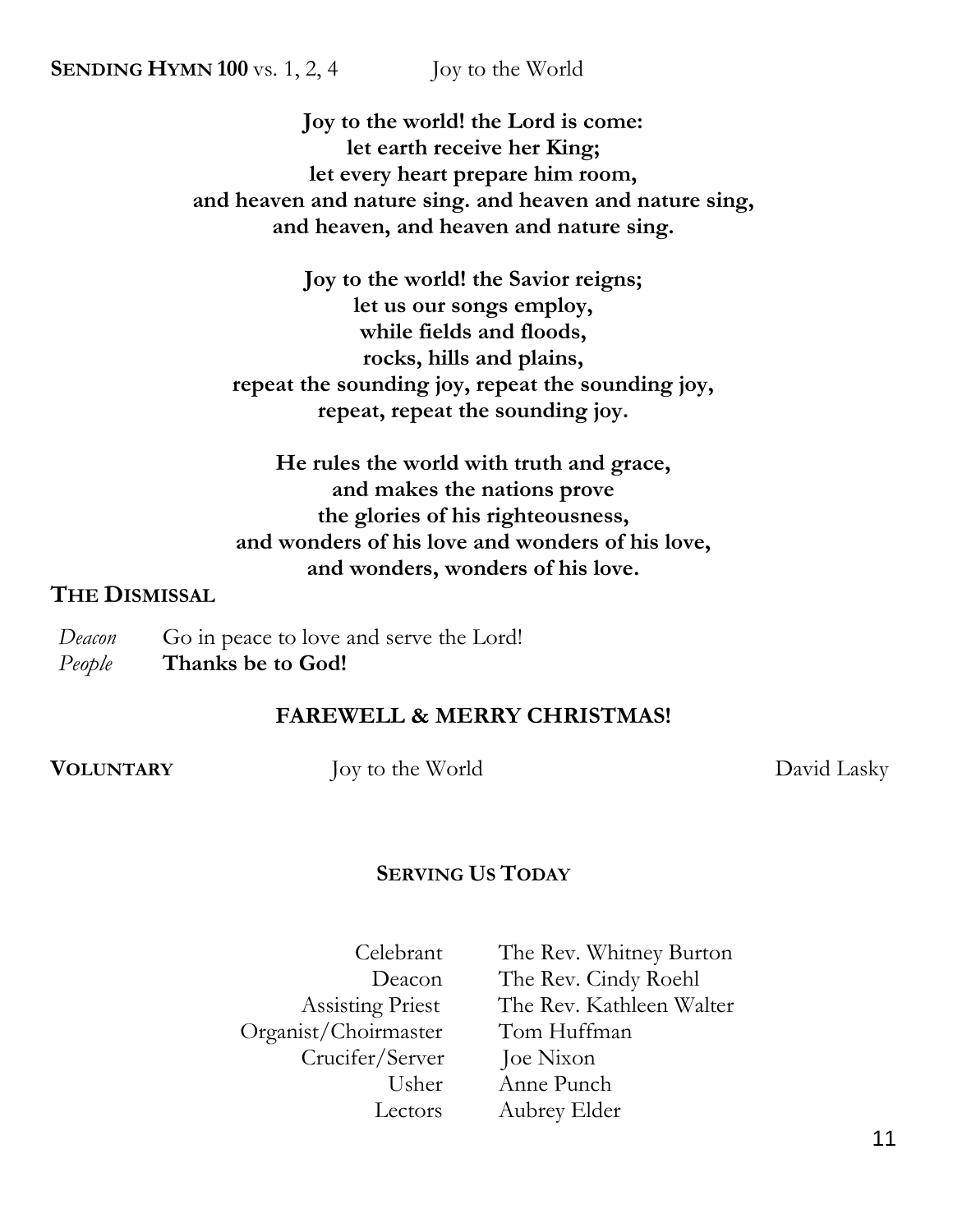**SENDING HYMN 100** vs. 1, 2, 4 Joy to the World

**Joy to the world! the Lord is come:**
**let earth receive her King;**
**let every heart prepare him room,**
**and heaven and nature sing. and heaven and nature sing,**
**and heaven, and heaven and nature sing.**

**Joy to the world! the Savior reigns;**
**let us our songs employ,**
**while fields and floods,**
**rocks, hills and plains,**
**repeat the sounding joy, repeat the sounding joy,**
**repeat, repeat the sounding joy.**

**He rules the world with truth and grace,**
**and makes the nations prove**
**the glories of his righteousness,**
**and wonders of his love and wonders of his love,**
**and wonders, wonders of his love.**

## THE DISMISSAL

*Deacon* Go in peace to love and serve the Lord!
*People* **Thanks be to God!**

**FAREWELL & MERRY CHRISTMAS!**

**VOLUNTARY** Joy to the World David Lasky

## SERVING US TODAY

| | |
|---|---|
| Celebrant | The Rev. Whitney Burton |
| Deacon | The Rev. Cindy Roehl |
| Assisting Priest | The Rev. Kathleen Walter |
| Organist/Choirmaster | Tom Huffman |
| Crucifer/Server | Joe Nixon |
| Usher | Anne Punch |
| Lectors | Aubrey Elder |